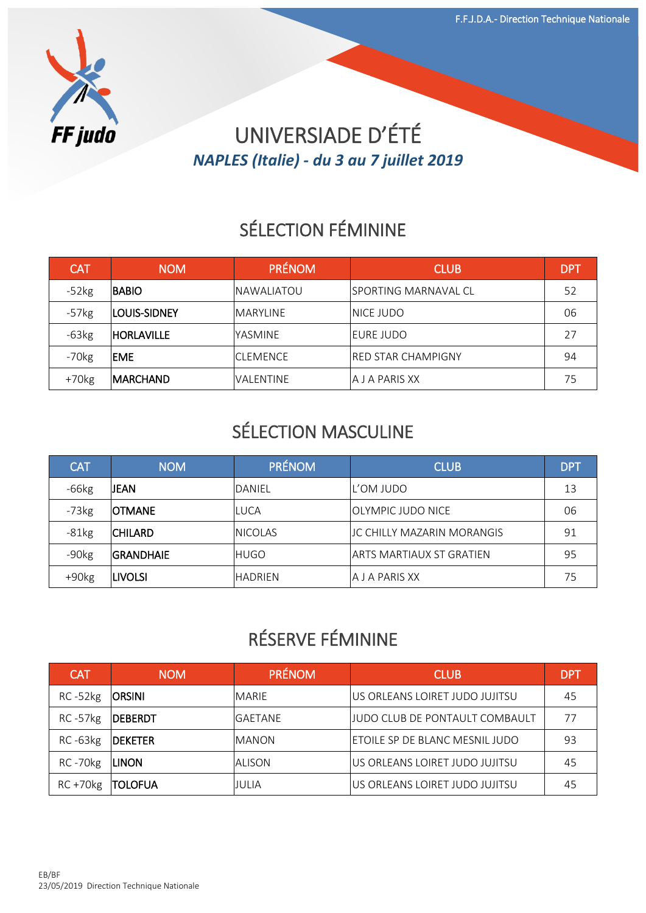# UNIVERSIADE D'ÉTÉ

***NAPLES (Italie) - du 3 au 7 juillet 2019***

## SÉLECTION FÉMININE

| CAT | NOM | PRÉNOM | CLUB | DPT |
|---|---|---|---|---|
| -52kg | BABIO | NAWALIATOU | SPORTING MARNAVAL CL | 52 |
| -57kg | LOUIS-SIDNEY | MARYLINE | NICE JUDO | 06 |
| -63kg | HORLAVILLE | YASMINE | EURE JUDO | 27 |
| -70kg | EME | CLEMENCE | RED STAR CHAMPIGNY | 94 |
| +70kg | MARCHAND | VALENTINE | A J A PARIS XX | 75 |

## SÉLECTION MASCULINE

| CAT | NOM | PRÉNOM | CLUB | DPT |
|---|---|---|---|---|
| -66kg | JEAN | DANIEL | L'OM JUDO | 13 |
| -73kg | OTMANE | LUCA | OLYMPIC JUDO NICE | 06 |
| -81kg | CHILARD | NICOLAS | JC CHILLY MAZARIN MORANGIS | 91 |
| -90kg | GRANDHAIE | HUGO | ARTS MARTIAUX ST GRATIEN | 95 |
| +90kg | LIVOLSI | HADRIEN | A J A PARIS XX | 75 |

## RÉSERVE FÉMININE

| CAT | NOM | PRÉNOM | CLUB | DPT |
|---|---|---|---|---|
| RC -52kg | ORSINI | MARIE | US ORLEANS LOIRET JUDO JUJITSU | 45 |
| RC -57kg | DEBERDT | GAETANE | JUDO CLUB DE PONTAULT COMBAULT | 77 |
| RC -63kg | DEKETER | MANON | ETOILE SP DE BLANC MESNIL JUDO | 93 |
| RC -70kg | LINON | ALISON | US ORLEANS LOIRET JUDO JUJITSU | 45 |
| RC +70kg | TOLOFUA | JULIA | US ORLEANS LOIRET JUDO JUJITSU | 45 |

EB/BF
23/05/2019 Direction Technique Nationale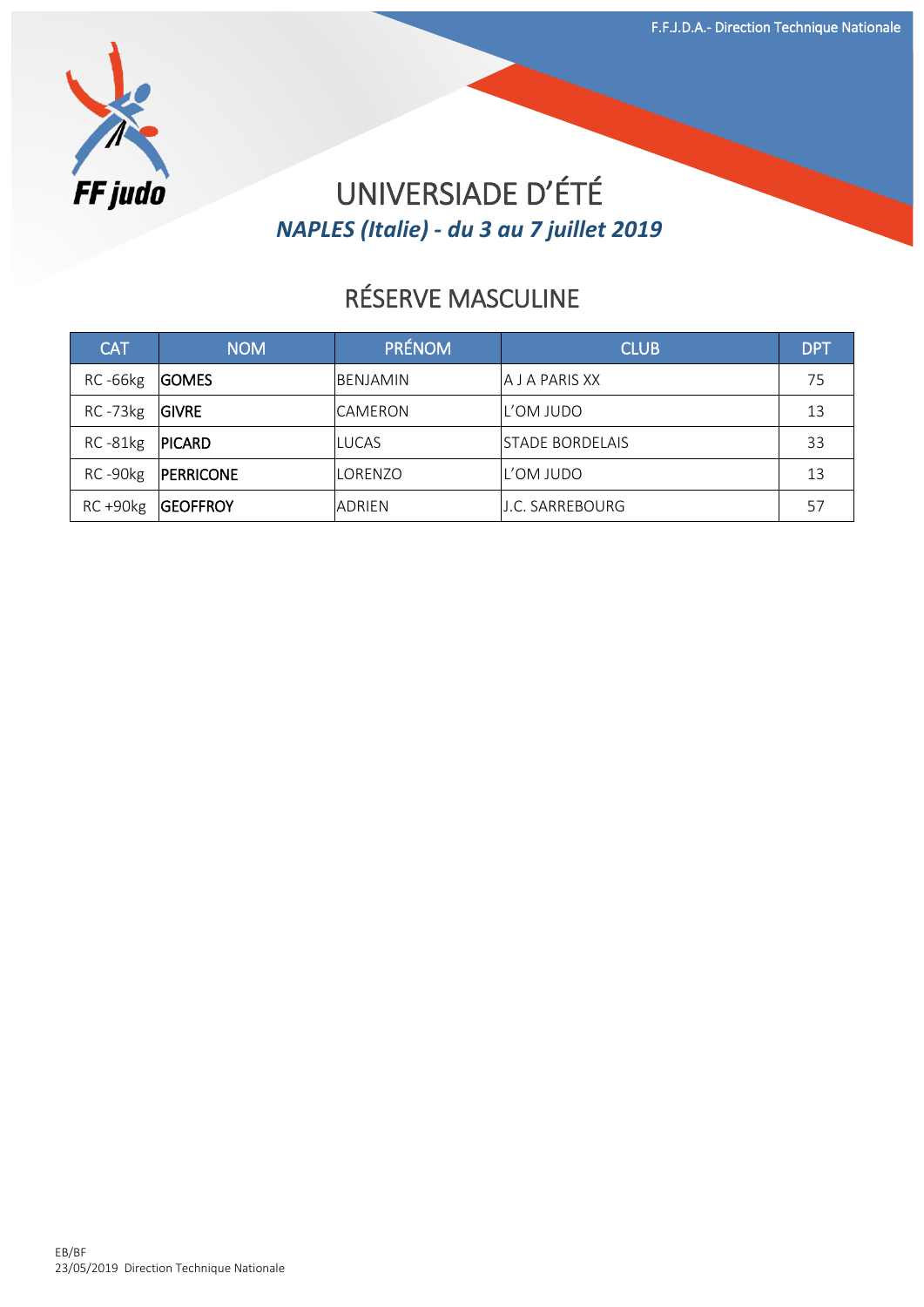# UNIVERSIADE D'ÉTÉ

***NAPLES (Italie) - du 3 au 7 juillet 2019***

## RÉSERVE MASCULINE

| CAT | NOM | PRÉNOM | CLUB | DPT |
|---|---|---|---|---|
| RC -66kg | **GOMES** | BENJAMIN | A J A PARIS XX | 75 |
| RC -73kg | **GIVRE** | CAMERON | L'OM JUDO | 13 |
| RC -81kg | **PICARD** | LUCAS | STADE BORDELAIS | 33 |
| RC -90kg | **PERRICONE** | LORENZO | L'OM JUDO | 13 |
| RC +90kg | **GEOFFROY** | ADRIEN | J.C. SARREBOURG | 57 |

EB/BF
23/05/2019 Direction Technique Nationale